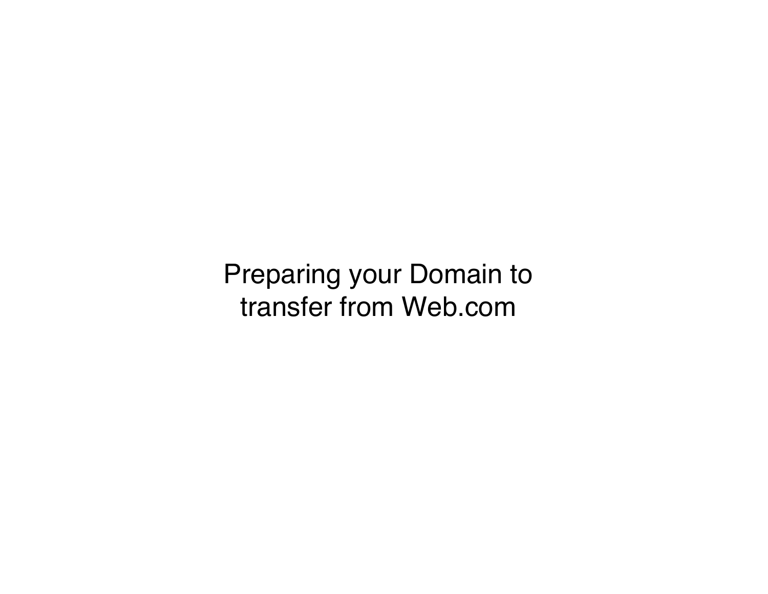# Preparing your Domain to transfer from Web.com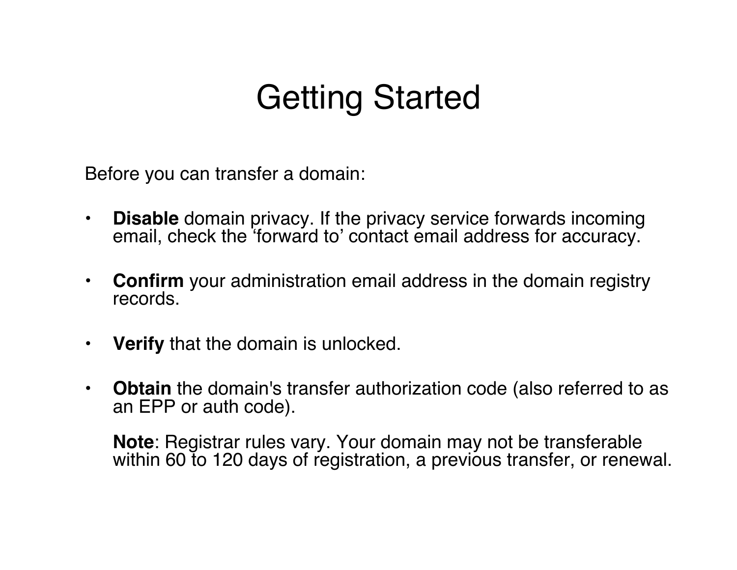# Getting Started

Before you can transfer a domain:

- **Disable** domain privacy. If the privacy service forwards incoming email, check the 'forward to' contact email address for accuracy.

- **Confirm** your administration email address in the domain registry records.

- **Verify** that the domain is unlocked.

- **Obtain** the domain's transfer authorization code (also referred to as an EPP or auth code).

  **Note**: Registrar rules vary. Your domain may not be transferable within 60 to 120 days of registration, a previous transfer, or renewal.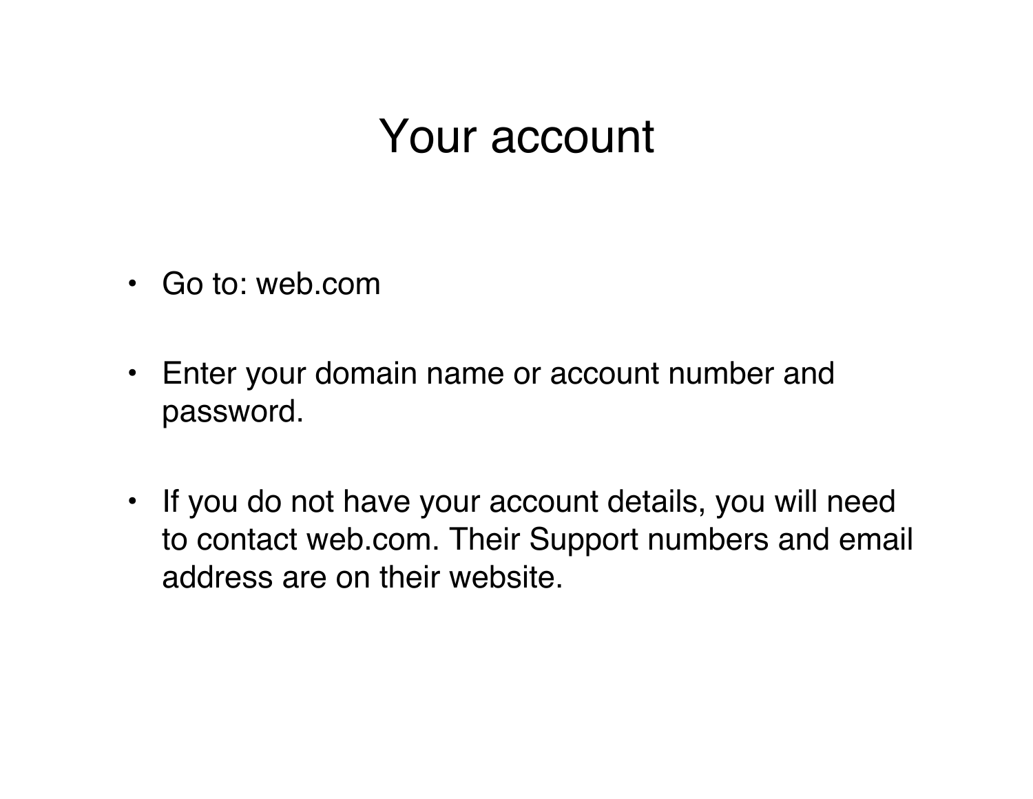# Your account

- Go to: web.com
- Enter your domain name or account number and password.
- If you do not have your account details, you will need to contact web.com. Their Support numbers and email address are on their website.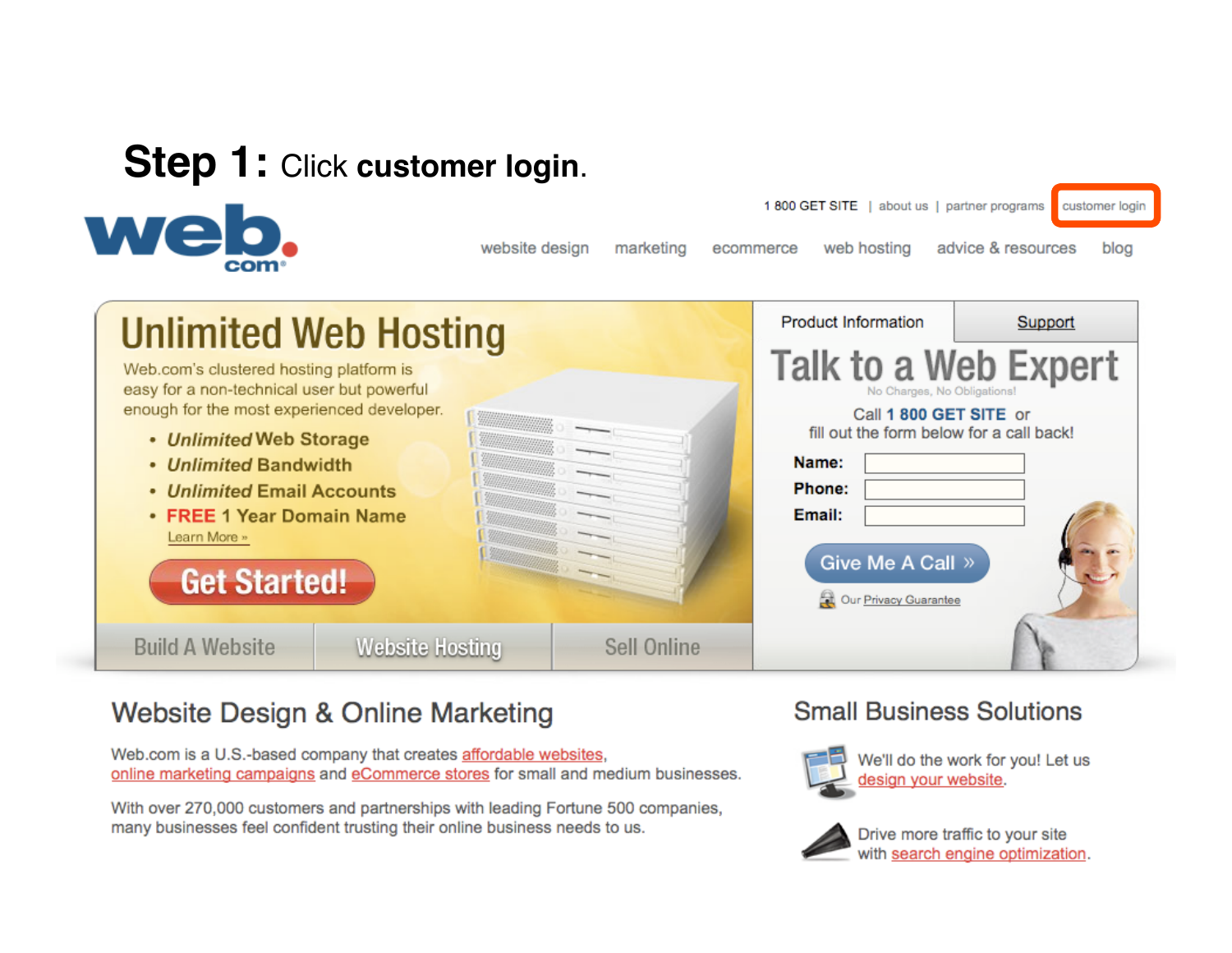**Step 1:** Click **customer login**.

1 800 GET SITE | about us | partner programs | customer login

website design   marketing   ecommerce   web hosting   advice & resources   blog

# Unlimited Web Hosting

Web.com's clustered hosting platform is easy for a non-technical user but powerful enough for the most experienced developer.

- *Unlimited* Web Storage
- *Unlimited* Bandwidth
- *Unlimited* Email Accounts
- FREE 1 Year Domain Name

Learn More »

Get Started!

Build A Website | Website Hosting | Sell Online

Product Information | Support

# Talk to a Web Expert

No Charges, No Obligations!

Call **1 800 GET SITE** or fill out the form below for a call back!

**Name:**
**Phone:**
**Email:**

Give Me A Call »

Our Privacy Guarantee

## Website Design & Online Marketing

Web.com is a U.S.-based company that creates affordable websites, online marketing campaigns and eCommerce stores for small and medium businesses.

With over 270,000 customers and partnerships with leading Fortune 500 companies, many businesses feel confident trusting their online business needs to us.

## Small Business Solutions

We'll do the work for you! Let us design your website.

Drive more traffic to your site with search engine optimization.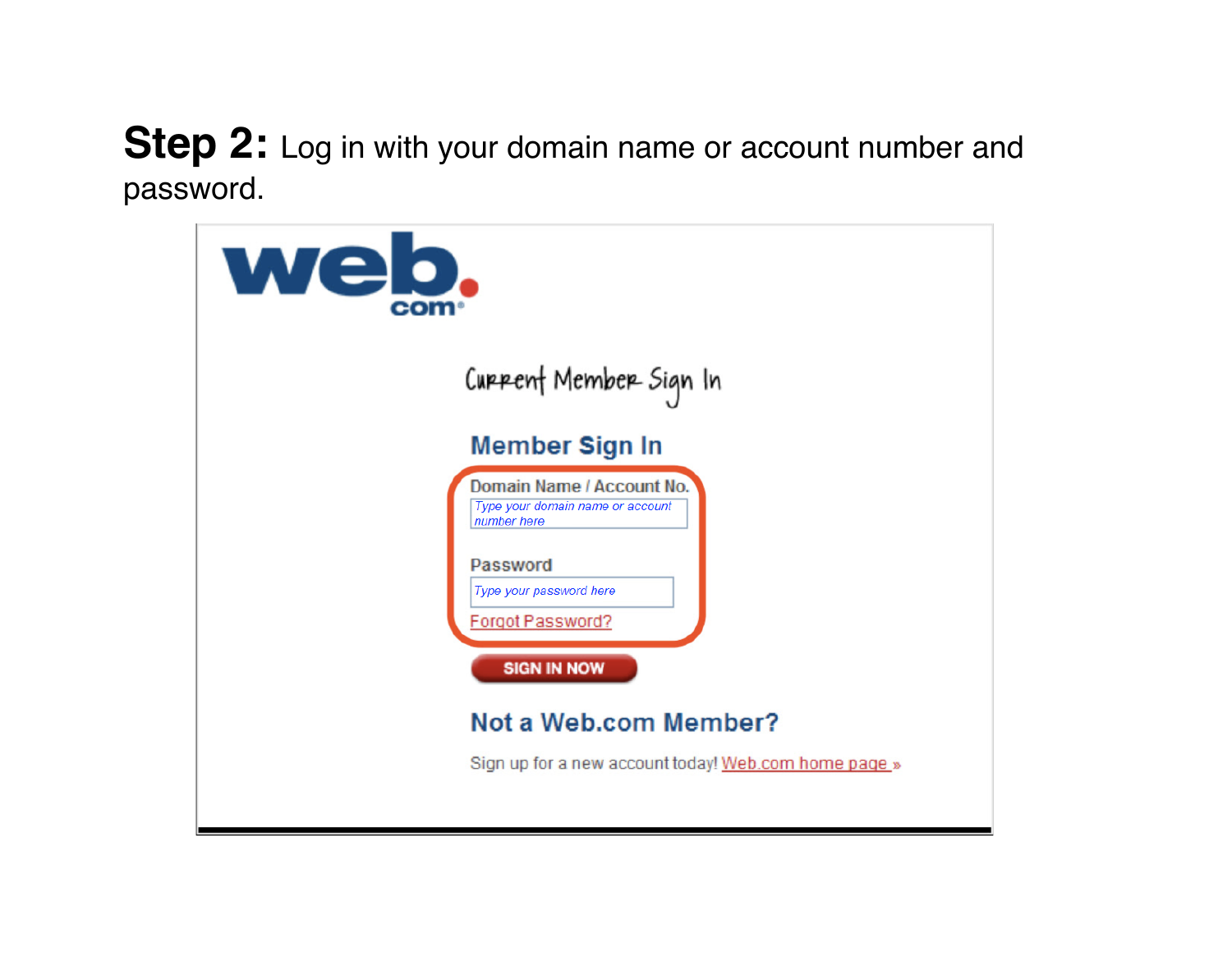**Step 2:** Log in with your domain name or account number and password.

Current Member Sign In

**Member Sign In**

Domain Name / Account No.

Type your domain name or account number here

Password

Type your password here

Forgot Password?

SIGN IN NOW

**Not a Web.com Member?**

Sign up for a new account today! Web.com home page »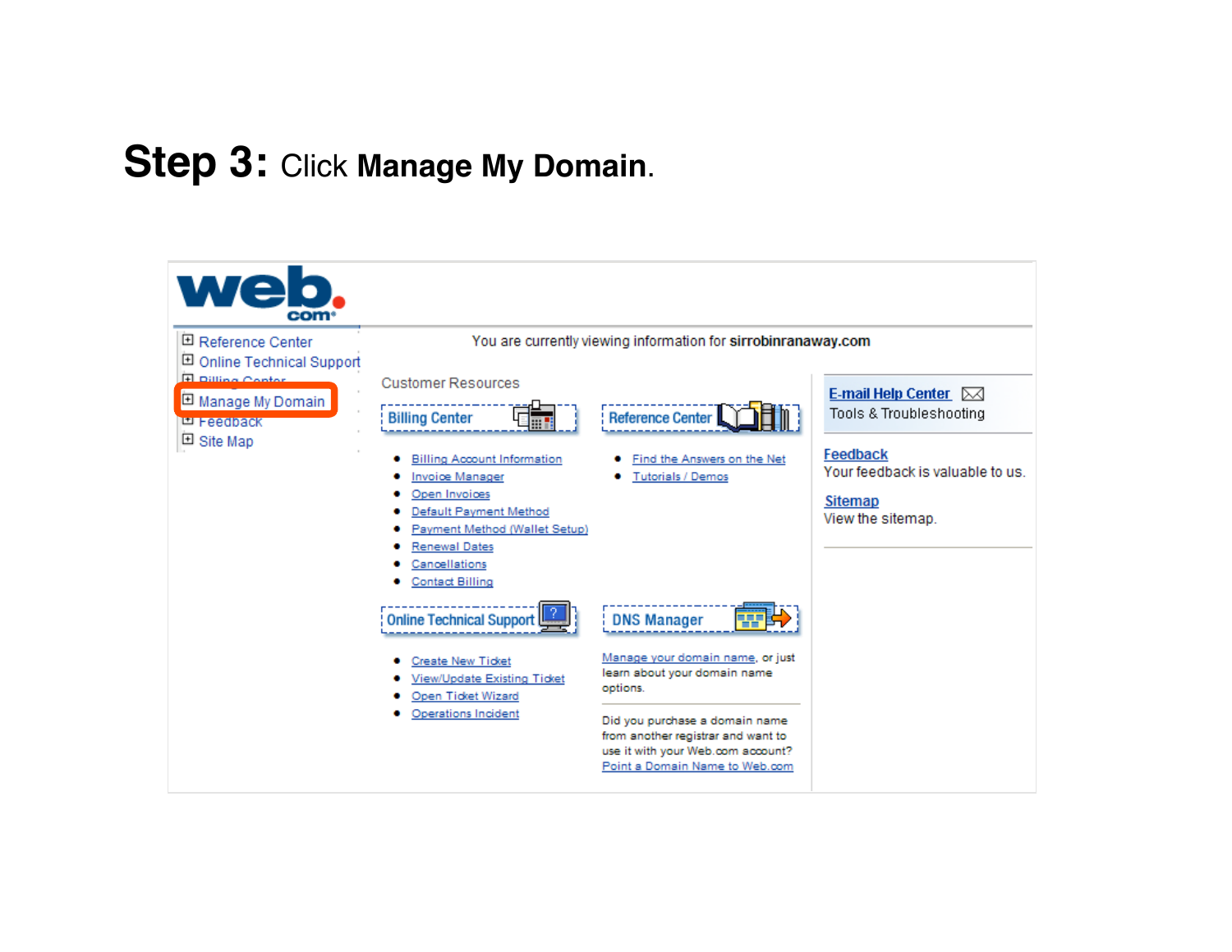# **Step 3:** Click **Manage My Domain**.

web.com

- Reference Center
- Online Technical Support
- Billing Center
- Manage My Domain
- Feedback
- Site Map

You are currently viewing information for **sirrobinranaway.com**

Customer Resources

**Billing Center**

- Billing Account Information
- Invoice Manager
- Open Invoices
- Default Payment Method
- Payment Method (Wallet Setup)
- Renewal Dates
- Cancellations
- Contact Billing

**Reference Center**

- Find the Answers on the Net
- Tutorials / Demos

**Online Technical Support**

- Create New Ticket
- View/Update Existing Ticket
- Open Ticket Wizard
- Operations Incident

**DNS Manager**

Manage your domain name, or just learn about your domain name options.

Did you purchase a domain name from another registrar and want to use it with your Web.com account? Point a Domain Name to Web.com

**E-mail Help Center**
Tools & Troubleshooting

**Feedback**
Your feedback is valuable to us.

**Sitemap**
View the sitemap.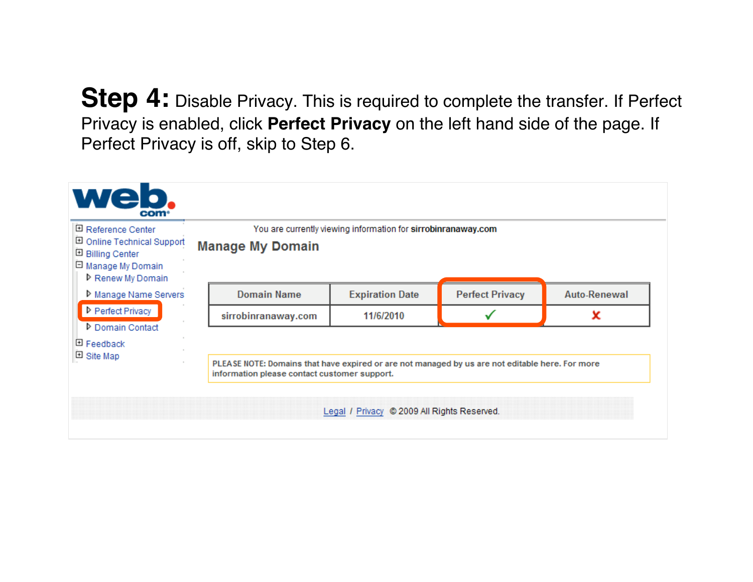**Step 4:** Disable Privacy. This is required to complete the transfer. If Perfect Privacy is enabled, click **Perfect Privacy** on the left hand side of the page. If Perfect Privacy is off, skip to Step 6.

web.com

- Reference Center
- Online Technical Support
- Billing Center
- Manage My Domain
  - Renew My Domain
  - Manage Name Servers
  - Perfect Privacy
  - Domain Contact
- Feedback
- Site Map

You are currently viewing information for **sirrobinranaway.com**

## Manage My Domain

| Domain Name | Expiration Date | Perfect Privacy | Auto-Renewal |
|---|---|---|---|
| sirrobinranaway.com | 11/6/2010 | ✓ | ✗ |

PLEASE NOTE: Domains that have expired or are not managed by us are not editable here. For more information please contact customer support.

Legal / Privacy © 2009 All Rights Reserved.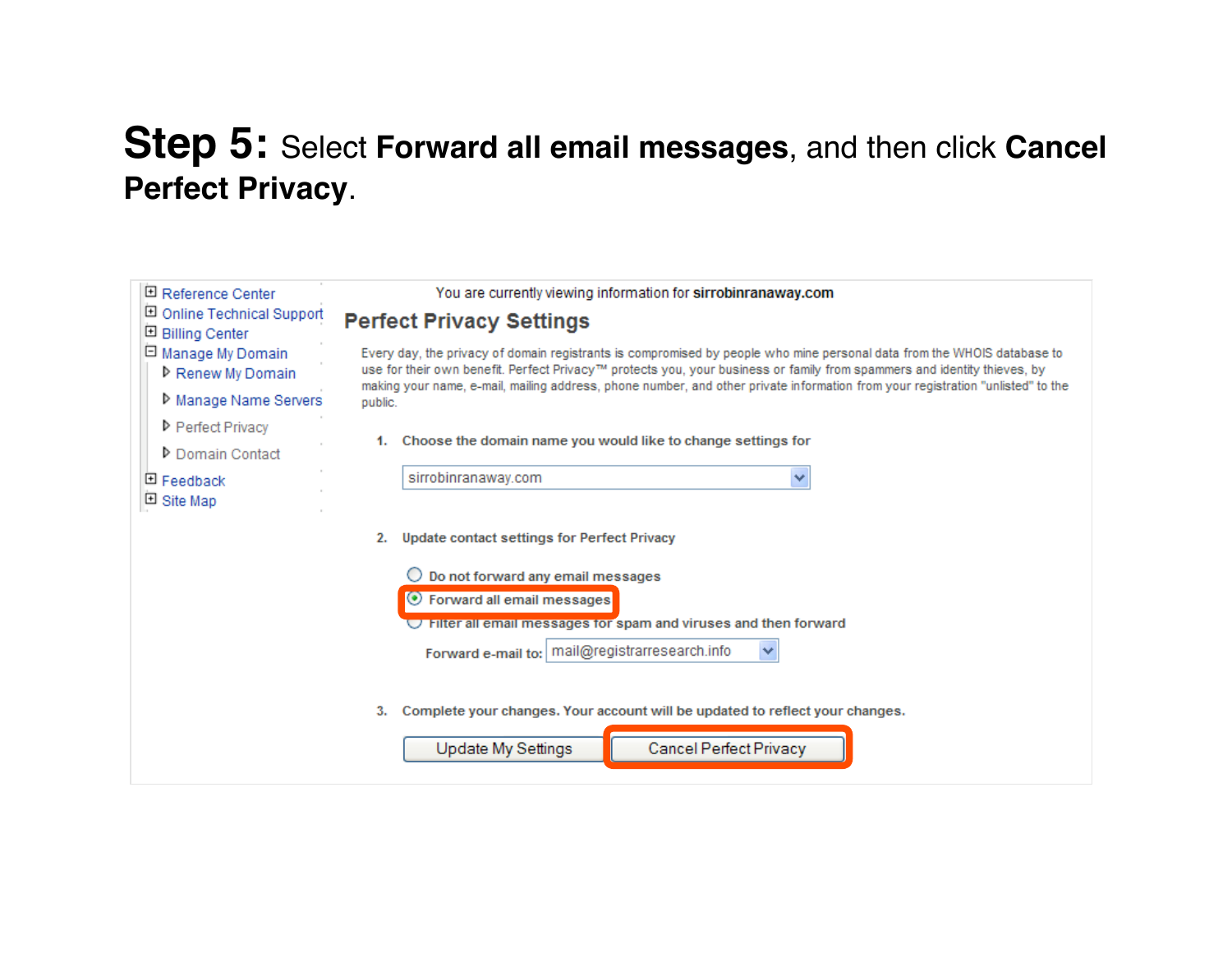**Step 5:** Select **Forward all email messages**, and then click **Cancel Perfect Privacy**.

- Reference Center
- Online Technical Support
- Billing Center
- Manage My Domain
  - Renew My Domain
  - Manage Name Servers
  - Perfect Privacy
  - Domain Contact
- Feedback
- Site Map

You are currently viewing information for **sirrobinranaway.com**

## Perfect Privacy Settings

Every day, the privacy of domain registrants is compromised by people who mine personal data from the WHOIS database to use for their own benefit. Perfect Privacy™ protects you, your business or family from spammers and identity thieves, by making your name, e-mail, mailing address, phone number, and other private information from your registration "unlisted" to the public.

1. Choose the domain name you would like to change settings for

   sirrobinranaway.com

2. Update contact settings for Perfect Privacy

   - ( ) Do not forward any email messages
   - (•) Forward all email messages
   - ( ) Filter all email messages for spam and viruses and then forward

   Forward e-mail to: mail@registrarresearch.info

3. Complete your changes. Your account will be updated to reflect your changes.

   [Update My Settings] [Cancel Perfect Privacy]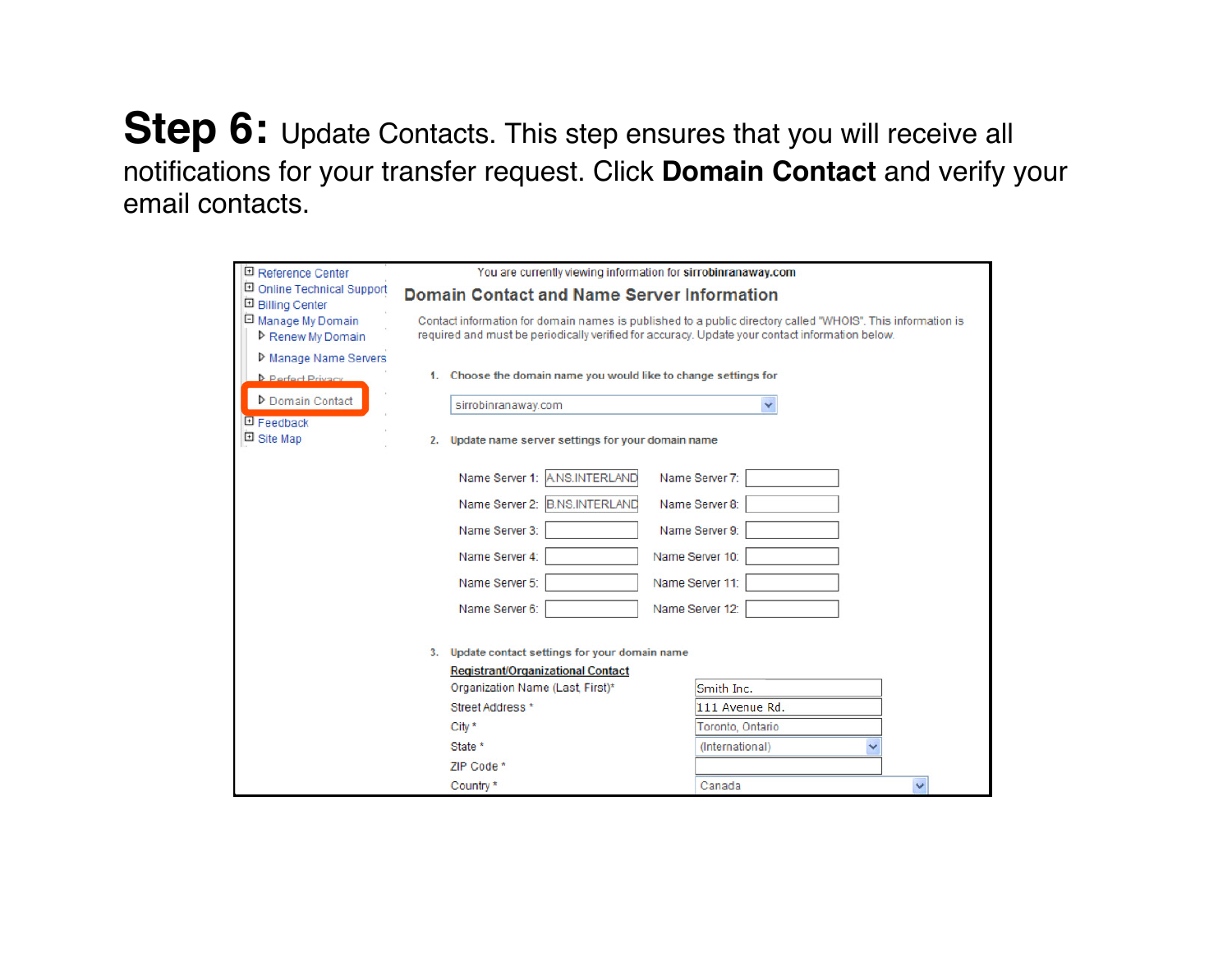**Step 6:** Update Contacts. This step ensures that you will receive all notifications for your transfer request. Click **Domain Contact** and verify your email contacts.

- Reference Center
- Online Technical Support
- Billing Center
- Manage My Domain
  - Renew My Domain
  - Manage Name Servers
  - Perfect Privacy
  - Domain Contact
- Feedback
- Site Map

You are currently viewing information for **sirrobinranaway.com**

## Domain Contact and Name Server Information

Contact information for domain names is published to a public directory called "WHOIS". This information is required and must be periodically verified for accuracy. Update your contact information below.

1. Choose the domain name you would like to change settings for

   sirrobinranaway.com

2. Update name server settings for your domain name

| | | | |
|---|---|---|---|
| Name Server 1: | A.NS.INTERLAND | Name Server 7: | |
| Name Server 2: | B.NS.INTERLAND | Name Server 8: | |
| Name Server 3: | | Name Server 9: | |
| Name Server 4: | | Name Server 10: | |
| Name Server 5: | | Name Server 11: | |
| Name Server 6: | | Name Server 12: | |

3. Update contact settings for your domain name

   Registrant/Organizational Contact

| | |
|---|---|
| Organization Name (Last, First)* | Smith Inc. |
| Street Address * | 111 Avenue Rd. |
| City * | Toronto, Ontario |
| State * | (International) |
| ZIP Code * | |
| Country * | Canada |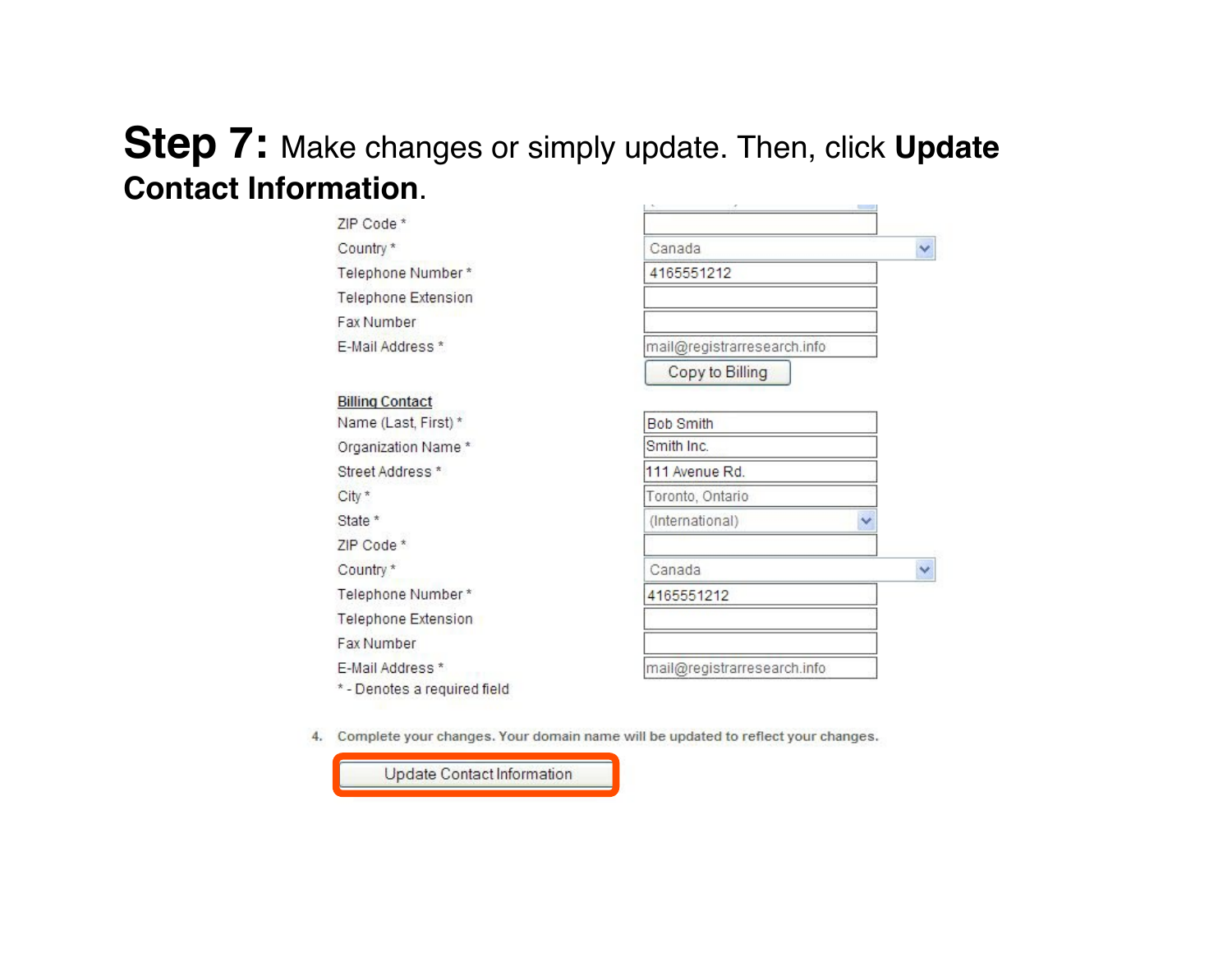**Step 7:** Make changes or simply update. Then, click **Update Contact Information**.

| Field | Value |
|---|---|
| ZIP Code * | |
| Country * | Canada |
| Telephone Number * | 4165551212 |
| Telephone Extension | |
| Fax Number | |
| E-Mail Address * | mail@registrarresearch.info |
| | Copy to Billing |

**Billing Contact**

| Field | Value |
|---|---|
| Name (Last, First) * | Bob Smith |
| Organization Name * | Smith Inc. |
| Street Address * | 111 Avenue Rd. |
| City * | Toronto, Ontario |
| State * | (International) |
| ZIP Code * | |
| Country * | Canada |
| Telephone Number * | 4165551212 |
| Telephone Extension | |
| Fax Number | |
| E-Mail Address * | mail@registrarresearch.info |

* - Denotes a required field

4. Complete your changes. Your domain name will be updated to reflect your changes.

Update Contact Information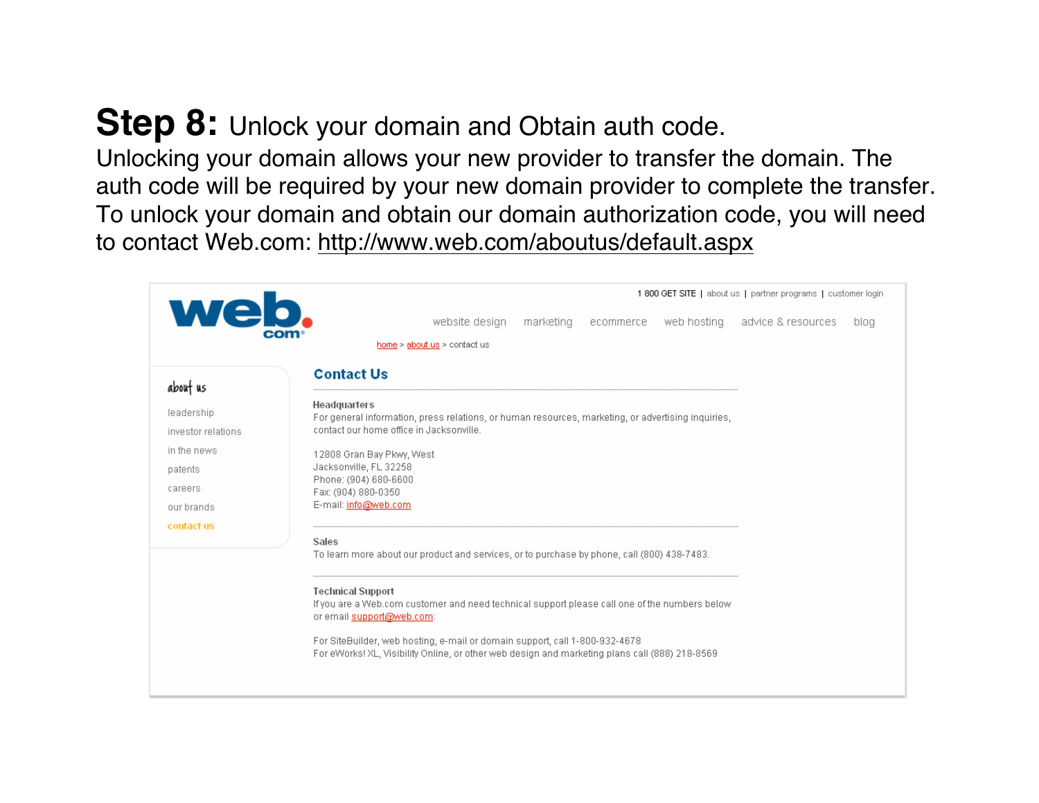# **Step 8:** Unlock your domain and Obtain auth code.

Unlocking your domain allows your new provider to transfer the domain. The auth code will be required by your new domain provider to complete the transfer. To unlock your domain and obtain our domain authorization code, you will need to contact Web.com: http://www.web.com/aboutus/default.aspx

web.com

1 800 GET SITE | about us | partner programs | customer login

website design | marketing | ecommerce | web hosting | advice & resources | blog

home > about us > contact us

about us

- leadership
- investor relations
- in the news
- patents
- careers
- our brands
- contact us

## Contact Us

**Headquarters**

For general information, press relations, or human resources, marketing, or advertising inquiries, contact our home office in Jacksonville.

12808 Gran Bay Pkwy, West
Jacksonville, FL 32258
Phone: (904) 680-6600
Fax: (904) 880-0350
E-mail: info@web.com

**Sales**

To learn more about our product and services, or to purchase by phone, call (800) 438-7483.

**Technical Support**

If you are a Web.com customer and need technical support please call one of the numbers below or email support@web.com:

For SiteBuilder, web hosting, e-mail or domain support, call 1-800-932-4678
For eWorks! XL, Visibility Online, or other web design and marketing plans call (888) 218-8569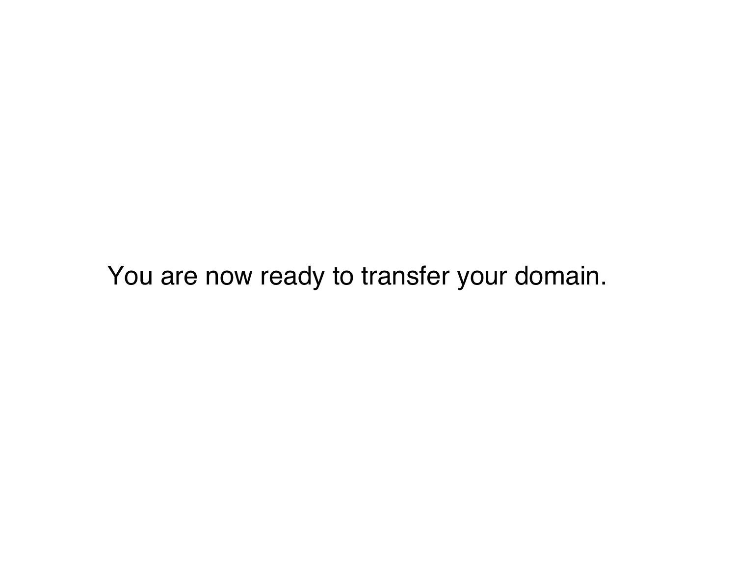You are now ready to transfer your domain.